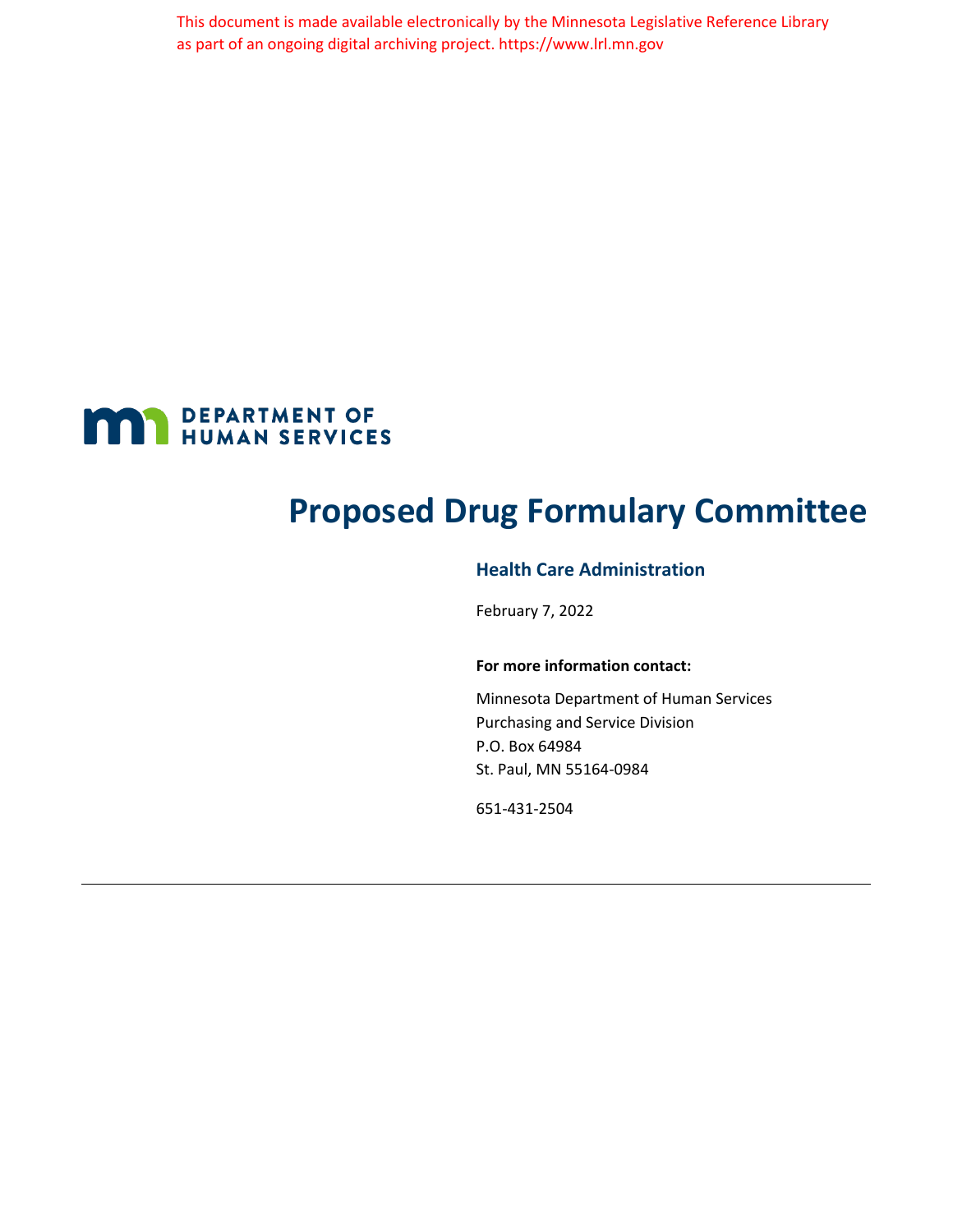This document is made available electronically by the Minnesota Legislative Reference Library as part of an ongoing digital archiving project. https://www.lrl.mn.gov

DEPARTMENT OF HUMAN SERVICES

# Proposed Drug Formulary Committee

## Health Care Administration

February 7, 2022

**For more information contact:**

Minnesota Department of Human Services
Purchasing and Service Division
P.O. Box 64984
St. Paul, MN 55164-0984

651-431-2504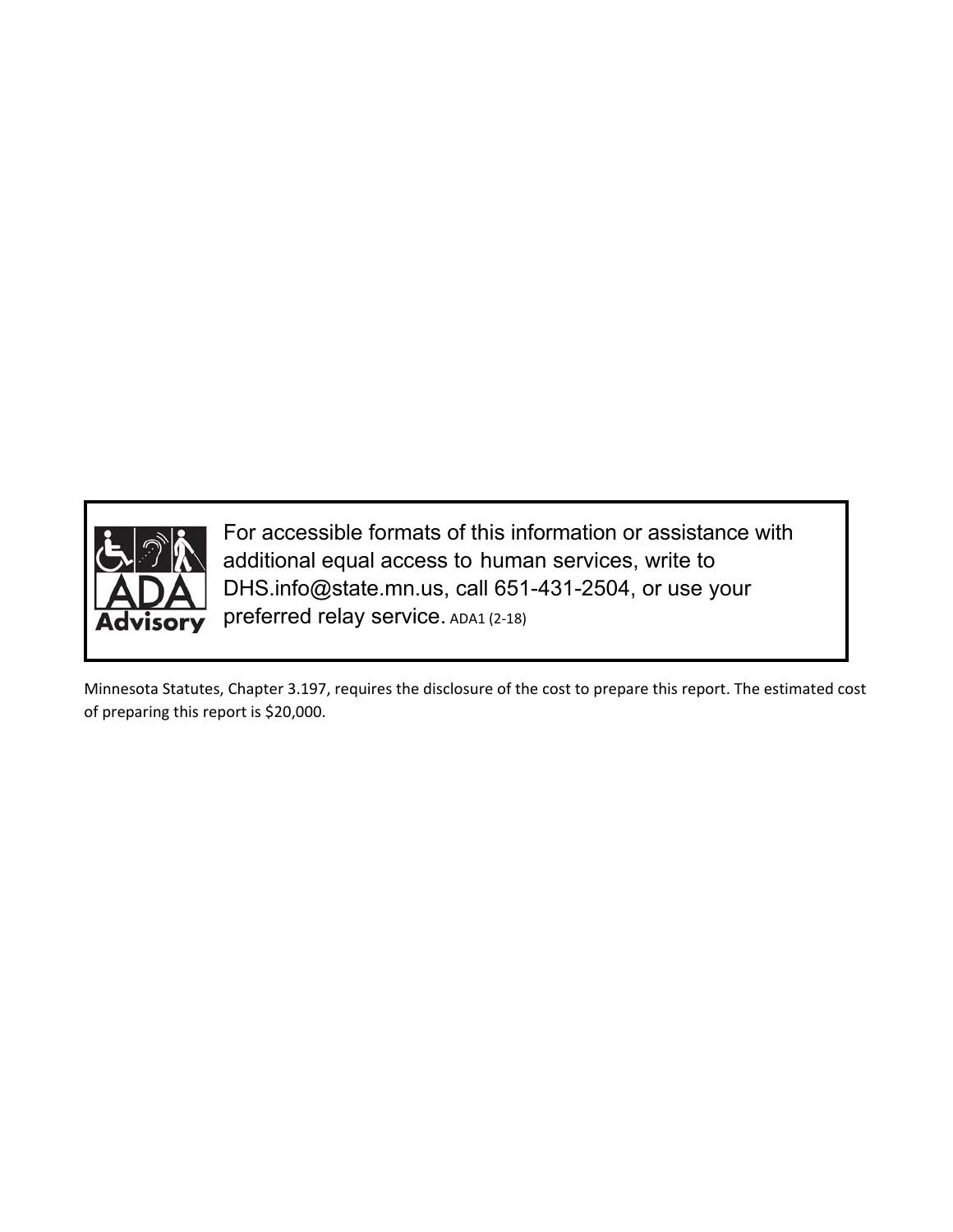For accessible formats of this information or assistance with additional equal access to human services, write to DHS.info@state.mn.us, call 651-431-2504, or use your preferred relay service. ADA1 (2-18)

Minnesota Statutes, Chapter 3.197, requires the disclosure of the cost to prepare this report. The estimated cost of preparing this report is $20,000.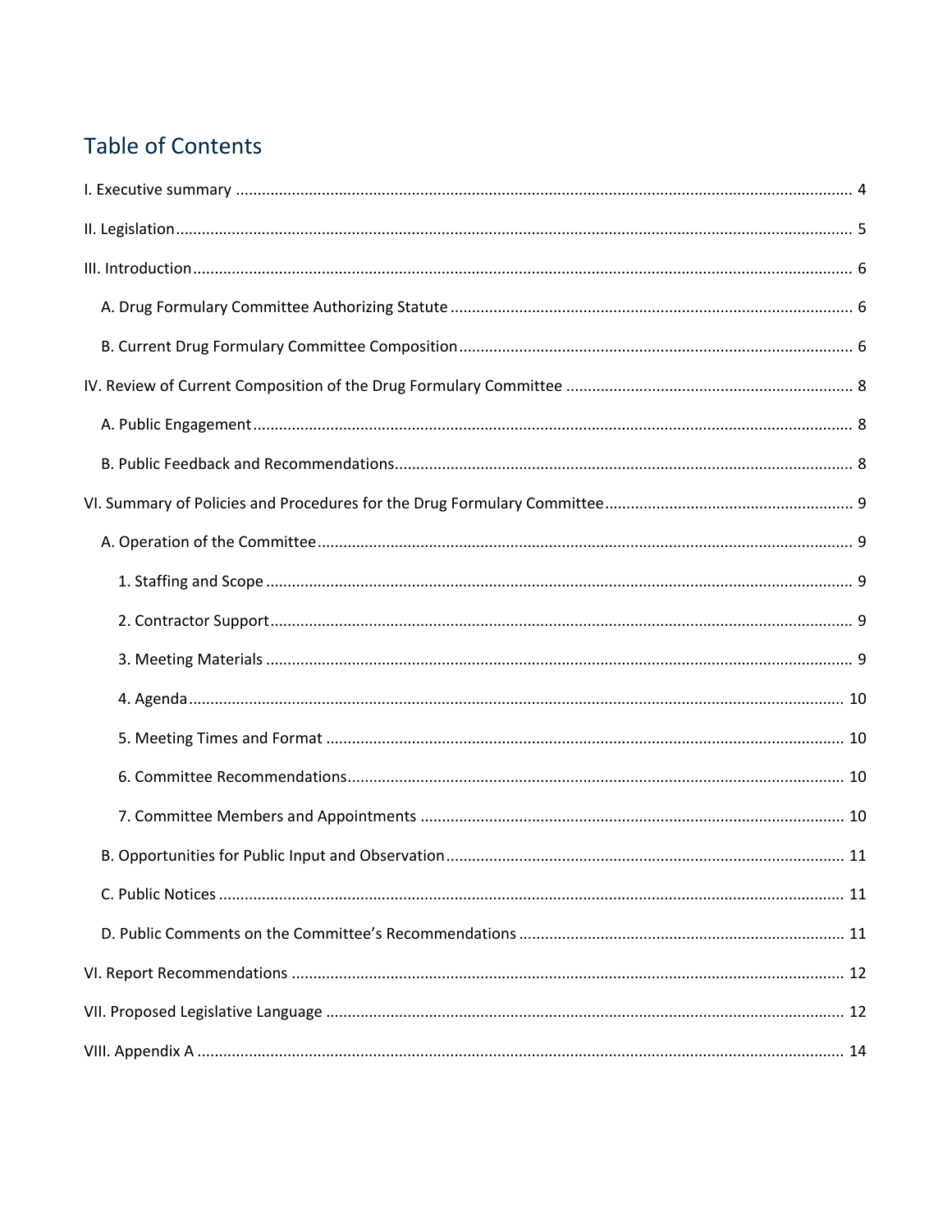## Table of Contents

I. Executive summary ..... 4

II. Legislation ..... 5

III. Introduction ..... 6

- A. Drug Formulary Committee Authorizing Statute ..... 6
- B. Current Drug Formulary Committee Composition ..... 6

IV. Review of Current Composition of the Drug Formulary Committee ..... 8

- A. Public Engagement ..... 8
- B. Public Feedback and Recommendations ..... 8

VI. Summary of Policies and Procedures for the Drug Formulary Committee ..... 9

- A. Operation of the Committee ..... 9
  - 1. Staffing and Scope ..... 9
  - 2. Contractor Support ..... 9
  - 3. Meeting Materials ..... 9
  - 4. Agenda ..... 10
  - 5. Meeting Times and Format ..... 10
  - 6. Committee Recommendations ..... 10
  - 7. Committee Members and Appointments ..... 10
- B. Opportunities for Public Input and Observation ..... 11
- C. Public Notices ..... 11
- D. Public Comments on the Committee's Recommendations ..... 11

VI. Report Recommendations ..... 12

VII. Proposed Legislative Language ..... 12

VIII. Appendix A ..... 14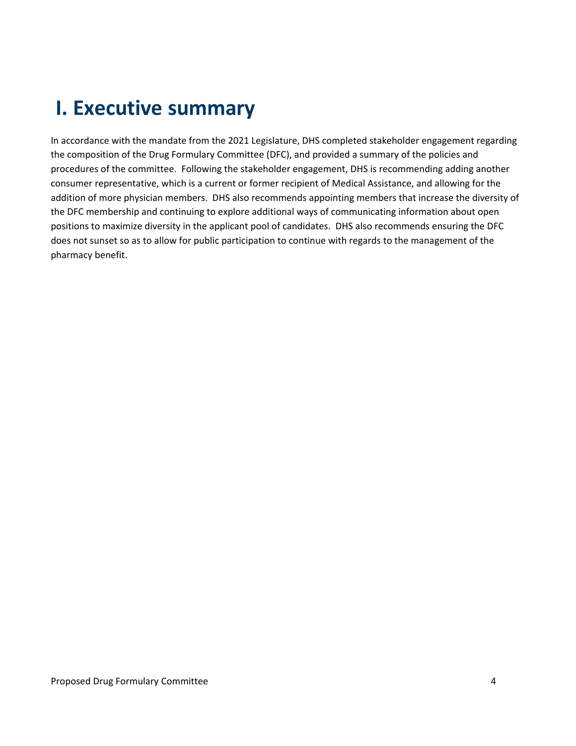# I. Executive summary

In accordance with the mandate from the 2021 Legislature, DHS completed stakeholder engagement regarding the composition of the Drug Formulary Committee (DFC), and provided a summary of the policies and procedures of the committee. Following the stakeholder engagement, DHS is recommending adding another consumer representative, which is a current or former recipient of Medical Assistance, and allowing for the addition of more physician members. DHS also recommends appointing members that increase the diversity of the DFC membership and continuing to explore additional ways of communicating information about open positions to maximize diversity in the applicant pool of candidates. DHS also recommends ensuring the DFC does not sunset so as to allow for public participation to continue with regards to the management of the pharmacy benefit.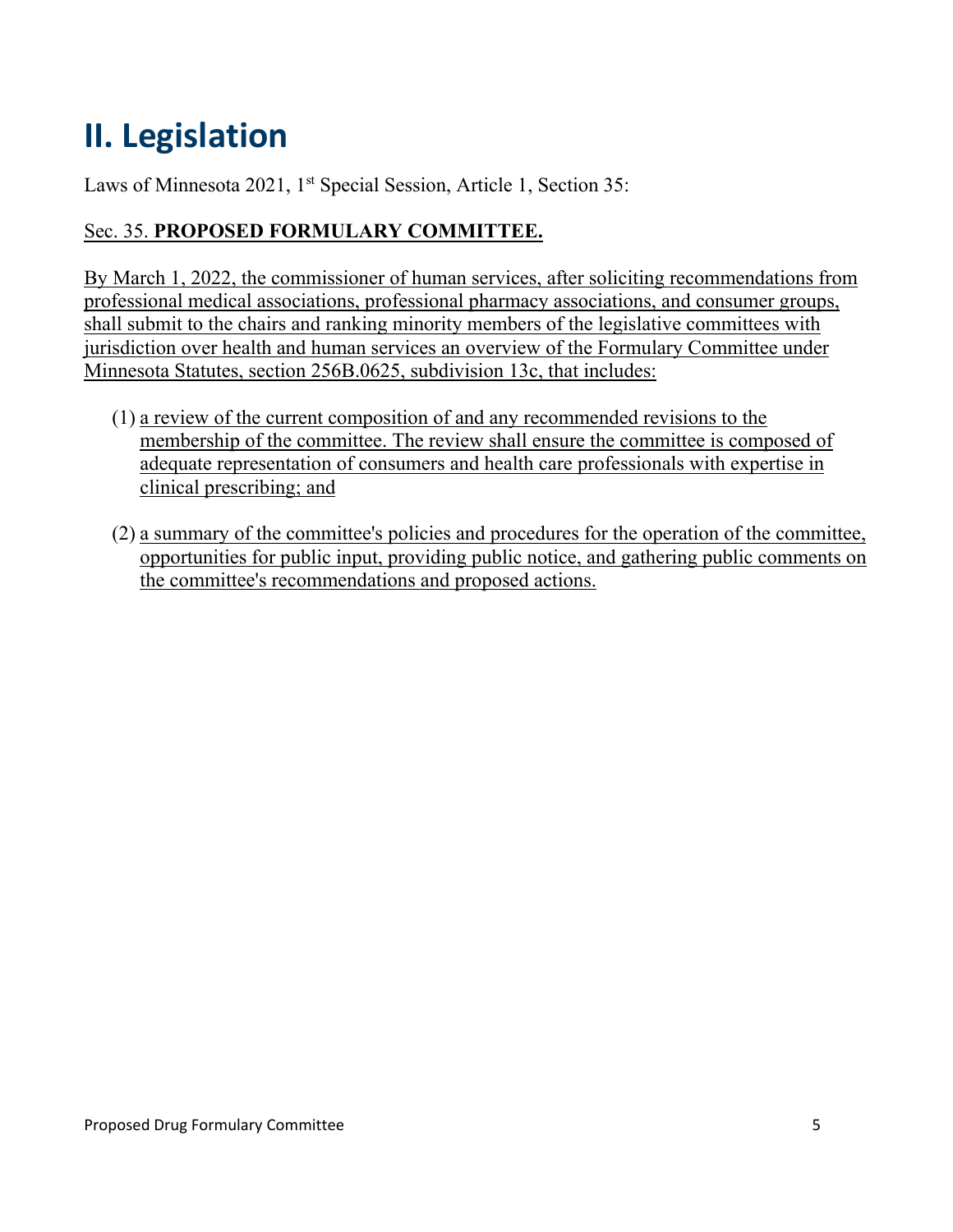# II. Legislation

Laws of Minnesota 2021, 1st Special Session, Article 1, Section 35:

Sec. 35. **PROPOSED FORMULARY COMMITTEE.**

By March 1, 2022, the commissioner of human services, after soliciting recommendations from professional medical associations, professional pharmacy associations, and consumer groups, shall submit to the chairs and ranking minority members of the legislative committees with jurisdiction over health and human services an overview of the Formulary Committee under Minnesota Statutes, section 256B.0625, subdivision 13c, that includes:

(1) a review of the current composition of and any recommended revisions to the membership of the committee. The review shall ensure the committee is composed of adequate representation of consumers and health care professionals with expertise in clinical prescribing; and

(2) a summary of the committee's policies and procedures for the operation of the committee, opportunities for public input, providing public notice, and gathering public comments on the committee's recommendations and proposed actions.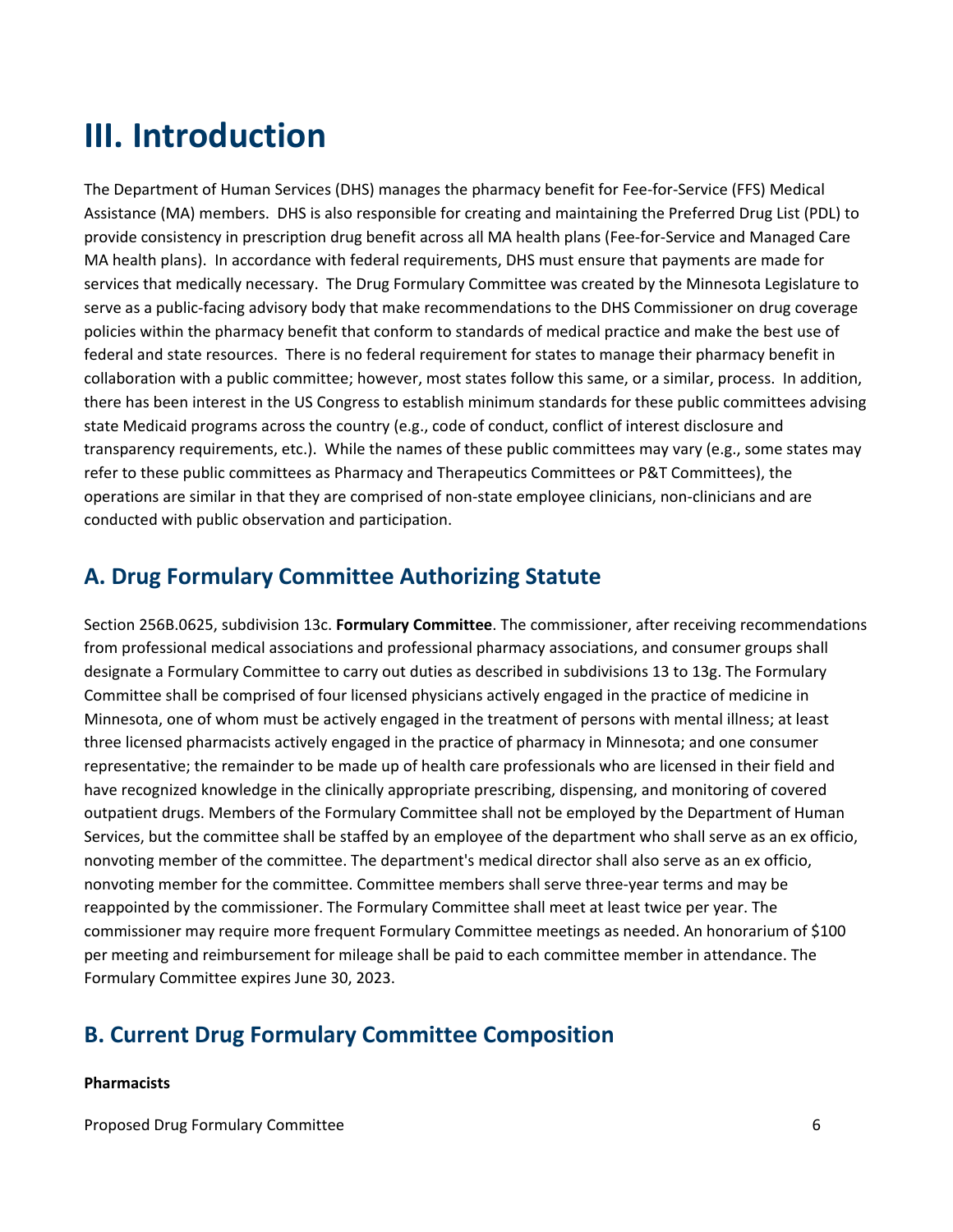# III. Introduction

The Department of Human Services (DHS) manages the pharmacy benefit for Fee-for-Service (FFS) Medical Assistance (MA) members. DHS is also responsible for creating and maintaining the Preferred Drug List (PDL) to provide consistency in prescription drug benefit across all MA health plans (Fee-for-Service and Managed Care MA health plans). In accordance with federal requirements, DHS must ensure that payments are made for services that medically necessary. The Drug Formulary Committee was created by the Minnesota Legislature to serve as a public-facing advisory body that make recommendations to the DHS Commissioner on drug coverage policies within the pharmacy benefit that conform to standards of medical practice and make the best use of federal and state resources. There is no federal requirement for states to manage their pharmacy benefit in collaboration with a public committee; however, most states follow this same, or a similar, process. In addition, there has been interest in the US Congress to establish minimum standards for these public committees advising state Medicaid programs across the country (e.g., code of conduct, conflict of interest disclosure and transparency requirements, etc.). While the names of these public committees may vary (e.g., some states may refer to these public committees as Pharmacy and Therapeutics Committees or P&T Committees), the operations are similar in that they are comprised of non-state employee clinicians, non-clinicians and are conducted with public observation and participation.

## A. Drug Formulary Committee Authorizing Statute

Section 256B.0625, subdivision 13c. **Formulary Committee**. The commissioner, after receiving recommendations from professional medical associations and professional pharmacy associations, and consumer groups shall designate a Formulary Committee to carry out duties as described in subdivisions 13 to 13g. The Formulary Committee shall be comprised of four licensed physicians actively engaged in the practice of medicine in Minnesota, one of whom must be actively engaged in the treatment of persons with mental illness; at least three licensed pharmacists actively engaged in the practice of pharmacy in Minnesota; and one consumer representative; the remainder to be made up of health care professionals who are licensed in their field and have recognized knowledge in the clinically appropriate prescribing, dispensing, and monitoring of covered outpatient drugs. Members of the Formulary Committee shall not be employed by the Department of Human Services, but the committee shall be staffed by an employee of the department who shall serve as an ex officio, nonvoting member of the committee. The department's medical director shall also serve as an ex officio, nonvoting member for the committee. Committee members shall serve three-year terms and may be reappointed by the commissioner. The Formulary Committee shall meet at least twice per year. The commissioner may require more frequent Formulary Committee meetings as needed. An honorarium of $100 per meeting and reimbursement for mileage shall be paid to each committee member in attendance. The Formulary Committee expires June 30, 2023.

## B. Current Drug Formulary Committee Composition

**Pharmacists**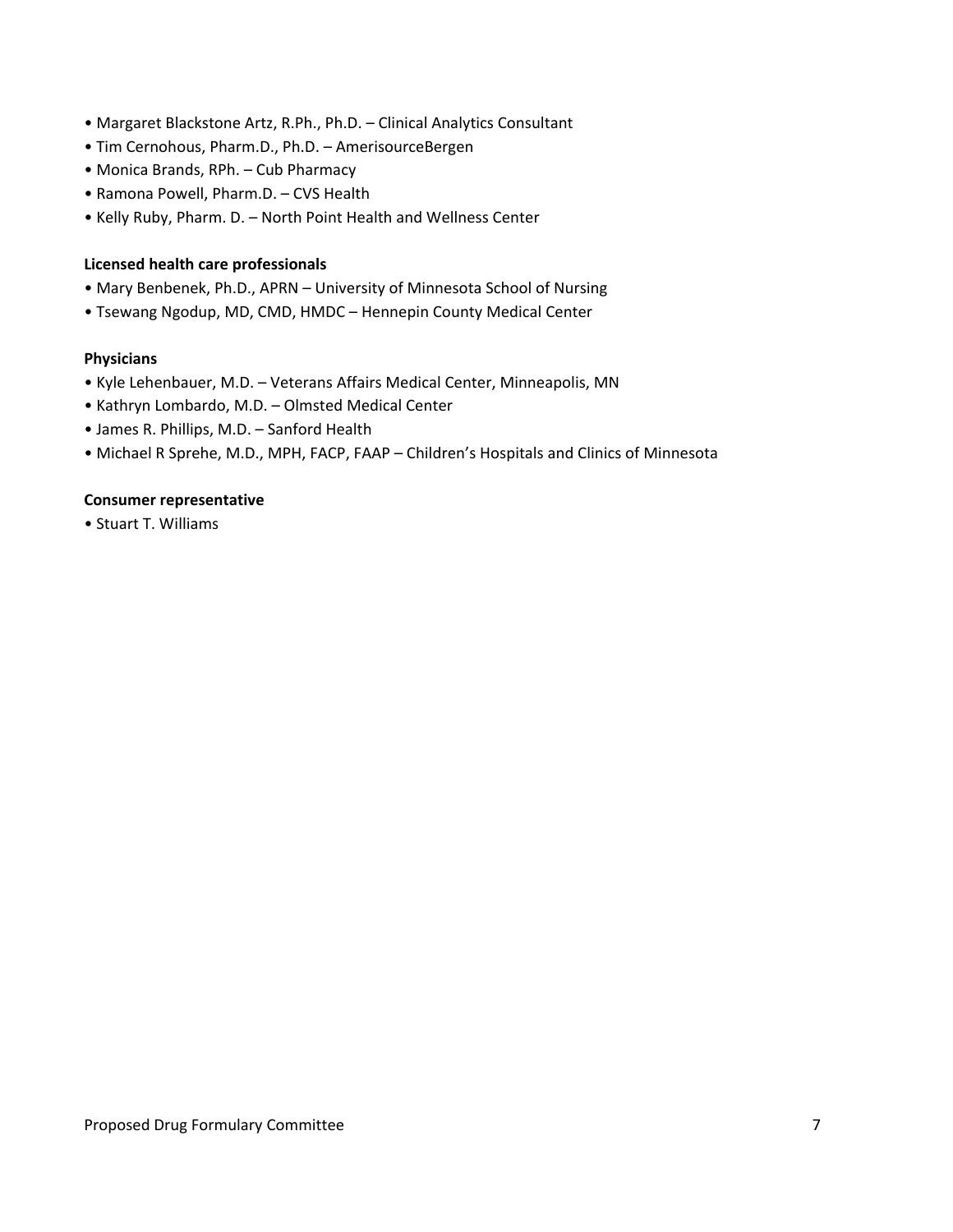- Margaret Blackstone Artz, R.Ph., Ph.D. – Clinical Analytics Consultant
- Tim Cernohous, Pharm.D., Ph.D. – AmerisourceBergen
- Monica Brands, RPh. – Cub Pharmacy
- Ramona Powell, Pharm.D. – CVS Health
- Kelly Ruby, Pharm. D. – North Point Health and Wellness Center

**Licensed health care professionals**

- Mary Benbenek, Ph.D., APRN – University of Minnesota School of Nursing
- Tsewang Ngodup, MD, CMD, HMDC – Hennepin County Medical Center

**Physicians**

- Kyle Lehenbauer, M.D. – Veterans Affairs Medical Center, Minneapolis, MN
- Kathryn Lombardo, M.D. – Olmsted Medical Center
- James R. Phillips, M.D. – Sanford Health
- Michael R Sprehe, M.D., MPH, FACP, FAAP – Children's Hospitals and Clinics of Minnesota

**Consumer representative**

- Stuart T. Williams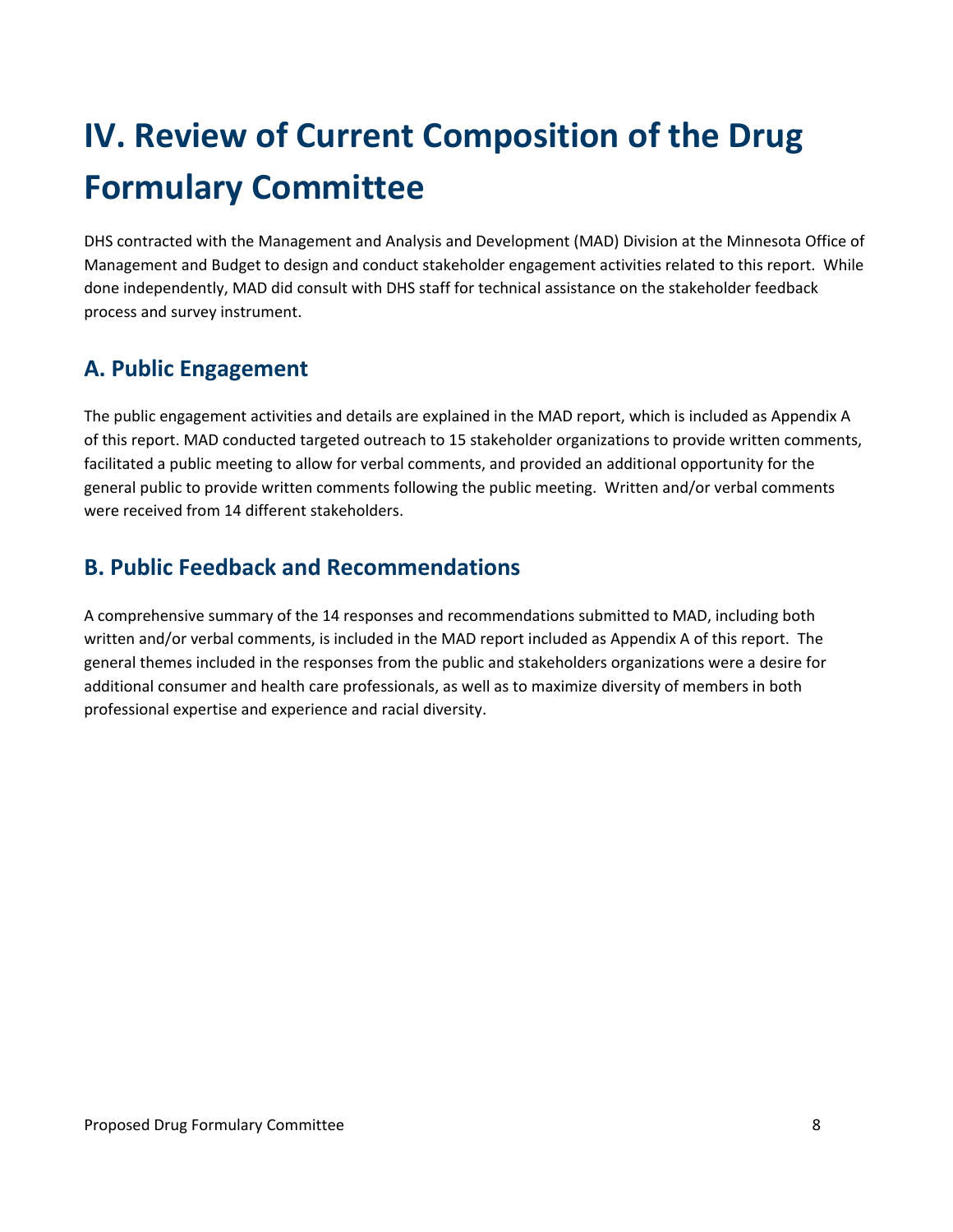# IV. Review of Current Composition of the Drug Formulary Committee

DHS contracted with the Management and Analysis and Development (MAD) Division at the Minnesota Office of Management and Budget to design and conduct stakeholder engagement activities related to this report. While done independently, MAD did consult with DHS staff for technical assistance on the stakeholder feedback process and survey instrument.

## A. Public Engagement

The public engagement activities and details are explained in the MAD report, which is included as Appendix A of this report. MAD conducted targeted outreach to 15 stakeholder organizations to provide written comments, facilitated a public meeting to allow for verbal comments, and provided an additional opportunity for the general public to provide written comments following the public meeting. Written and/or verbal comments were received from 14 different stakeholders.

## B. Public Feedback and Recommendations

A comprehensive summary of the 14 responses and recommendations submitted to MAD, including both written and/or verbal comments, is included in the MAD report included as Appendix A of this report. The general themes included in the responses from the public and stakeholders organizations were a desire for additional consumer and health care professionals, as well as to maximize diversity of members in both professional expertise and experience and racial diversity.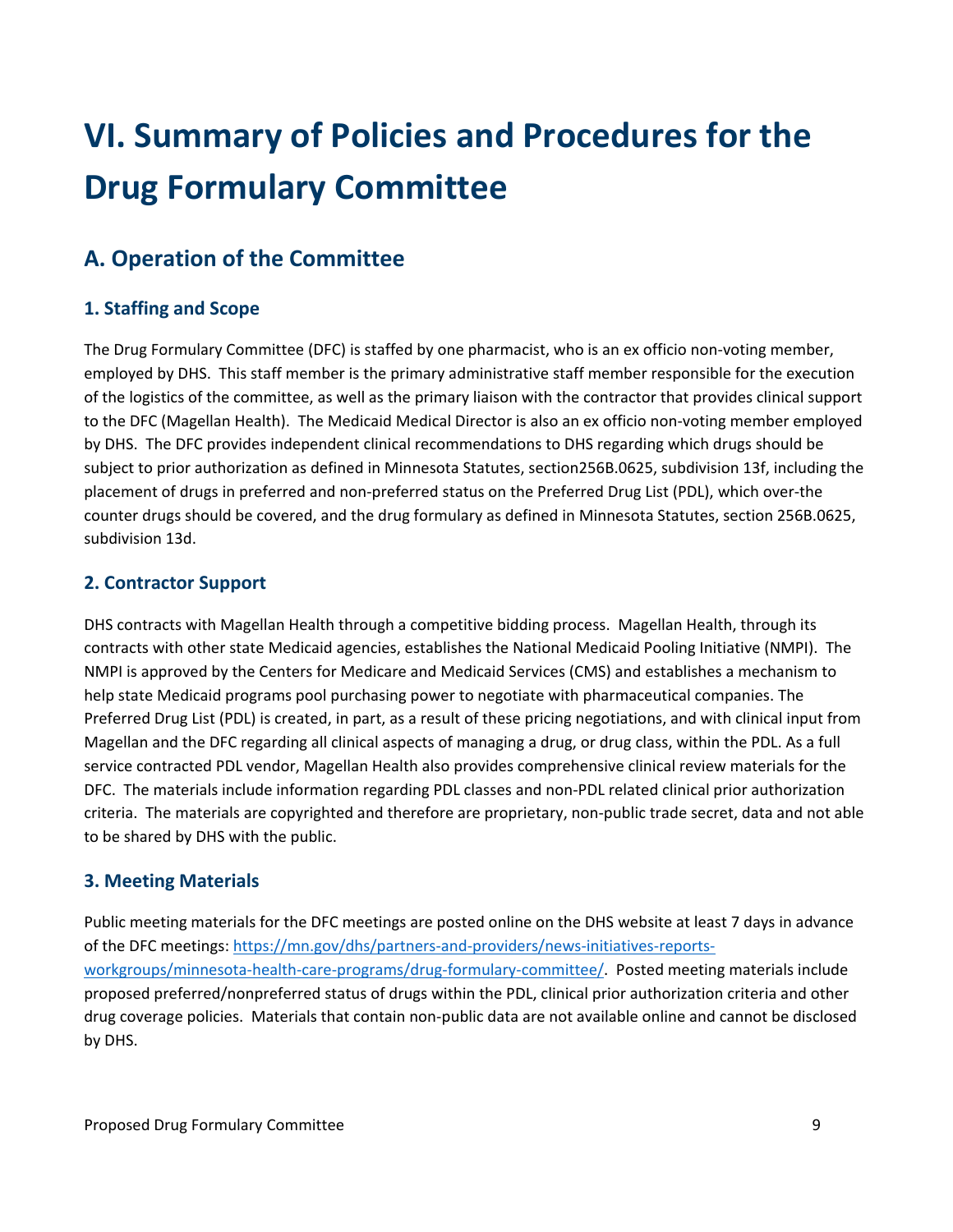# VI. Summary of Policies and Procedures for the Drug Formulary Committee

## A. Operation of the Committee

### 1. Staffing and Scope

The Drug Formulary Committee (DFC) is staffed by one pharmacist, who is an ex officio non-voting member, employed by DHS. This staff member is the primary administrative staff member responsible for the execution of the logistics of the committee, as well as the primary liaison with the contractor that provides clinical support to the DFC (Magellan Health). The Medicaid Medical Director is also an ex officio non-voting member employed by DHS. The DFC provides independent clinical recommendations to DHS regarding which drugs should be subject to prior authorization as defined in Minnesota Statutes, section256B.0625, subdivision 13f, including the placement of drugs in preferred and non-preferred status on the Preferred Drug List (PDL), which over-the counter drugs should be covered, and the drug formulary as defined in Minnesota Statutes, section 256B.0625, subdivision 13d.

### 2. Contractor Support

DHS contracts with Magellan Health through a competitive bidding process. Magellan Health, through its contracts with other state Medicaid agencies, establishes the National Medicaid Pooling Initiative (NMPI). The NMPI is approved by the Centers for Medicare and Medicaid Services (CMS) and establishes a mechanism to help state Medicaid programs pool purchasing power to negotiate with pharmaceutical companies. The Preferred Drug List (PDL) is created, in part, as a result of these pricing negotiations, and with clinical input from Magellan and the DFC regarding all clinical aspects of managing a drug, or drug class, within the PDL. As a full service contracted PDL vendor, Magellan Health also provides comprehensive clinical review materials for the DFC. The materials include information regarding PDL classes and non-PDL related clinical prior authorization criteria. The materials are copyrighted and therefore are proprietary, non-public trade secret, data and not able to be shared by DHS with the public.

### 3. Meeting Materials

Public meeting materials for the DFC meetings are posted online on the DHS website at least 7 days in advance of the DFC meetings: [https://mn.gov/dhs/partners-and-providers/news-initiatives-reports-workgroups/minnesota-health-care-programs/drug-formulary-committee/](https://mn.gov/dhs/partners-and-providers/news-initiatives-reports-workgroups/minnesota-health-care-programs/drug-formulary-committee/). Posted meeting materials include proposed preferred/nonpreferred status of drugs within the PDL, clinical prior authorization criteria and other drug coverage policies. Materials that contain non-public data are not available online and cannot be disclosed by DHS.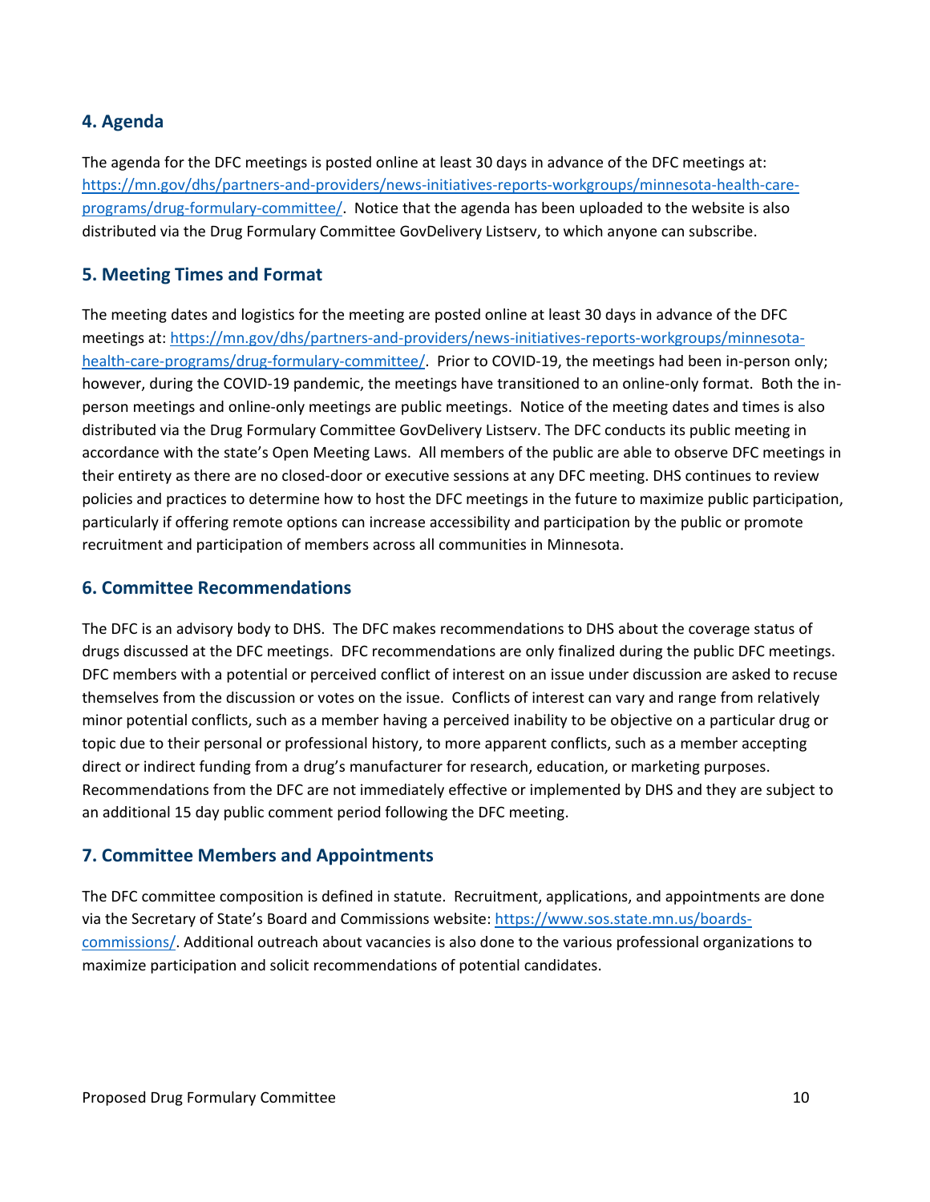## 4. Agenda

The agenda for the DFC meetings is posted online at least 30 days in advance of the DFC meetings at: [https://mn.gov/dhs/partners-and-providers/news-initiatives-reports-workgroups/minnesota-health-care-programs/drug-formulary-committee/](https://mn.gov/dhs/partners-and-providers/news-initiatives-reports-workgroups/minnesota-health-care-programs/drug-formulary-committee/). Notice that the agenda has been uploaded to the website is also distributed via the Drug Formulary Committee GovDelivery Listserv, to which anyone can subscribe.

## 5. Meeting Times and Format

The meeting dates and logistics for the meeting are posted online at least 30 days in advance of the DFC meetings at: [https://mn.gov/dhs/partners-and-providers/news-initiatives-reports-workgroups/minnesota-health-care-programs/drug-formulary-committee/](https://mn.gov/dhs/partners-and-providers/news-initiatives-reports-workgroups/minnesota-health-care-programs/drug-formulary-committee/). Prior to COVID-19, the meetings had been in-person only; however, during the COVID-19 pandemic, the meetings have transitioned to an online-only format. Both the in-person meetings and online-only meetings are public meetings. Notice of the meeting dates and times is also distributed via the Drug Formulary Committee GovDelivery Listserv. The DFC conducts its public meeting in accordance with the state's Open Meeting Laws. All members of the public are able to observe DFC meetings in their entirety as there are no closed-door or executive sessions at any DFC meeting. DHS continues to review policies and practices to determine how to host the DFC meetings in the future to maximize public participation, particularly if offering remote options can increase accessibility and participation by the public or promote recruitment and participation of members across all communities in Minnesota.

## 6. Committee Recommendations

The DFC is an advisory body to DHS. The DFC makes recommendations to DHS about the coverage status of drugs discussed at the DFC meetings. DFC recommendations are only finalized during the public DFC meetings. DFC members with a potential or perceived conflict of interest on an issue under discussion are asked to recuse themselves from the discussion or votes on the issue. Conflicts of interest can vary and range from relatively minor potential conflicts, such as a member having a perceived inability to be objective on a particular drug or topic due to their personal or professional history, to more apparent conflicts, such as a member accepting direct or indirect funding from a drug's manufacturer for research, education, or marketing purposes. Recommendations from the DFC are not immediately effective or implemented by DHS and they are subject to an additional 15 day public comment period following the DFC meeting.

## 7. Committee Members and Appointments

The DFC committee composition is defined in statute. Recruitment, applications, and appointments are done via the Secretary of State's Board and Commissions website: [https://www.sos.state.mn.us/boards-commissions/](https://www.sos.state.mn.us/boards-commissions/). Additional outreach about vacancies is also done to the various professional organizations to maximize participation and solicit recommendations of potential candidates.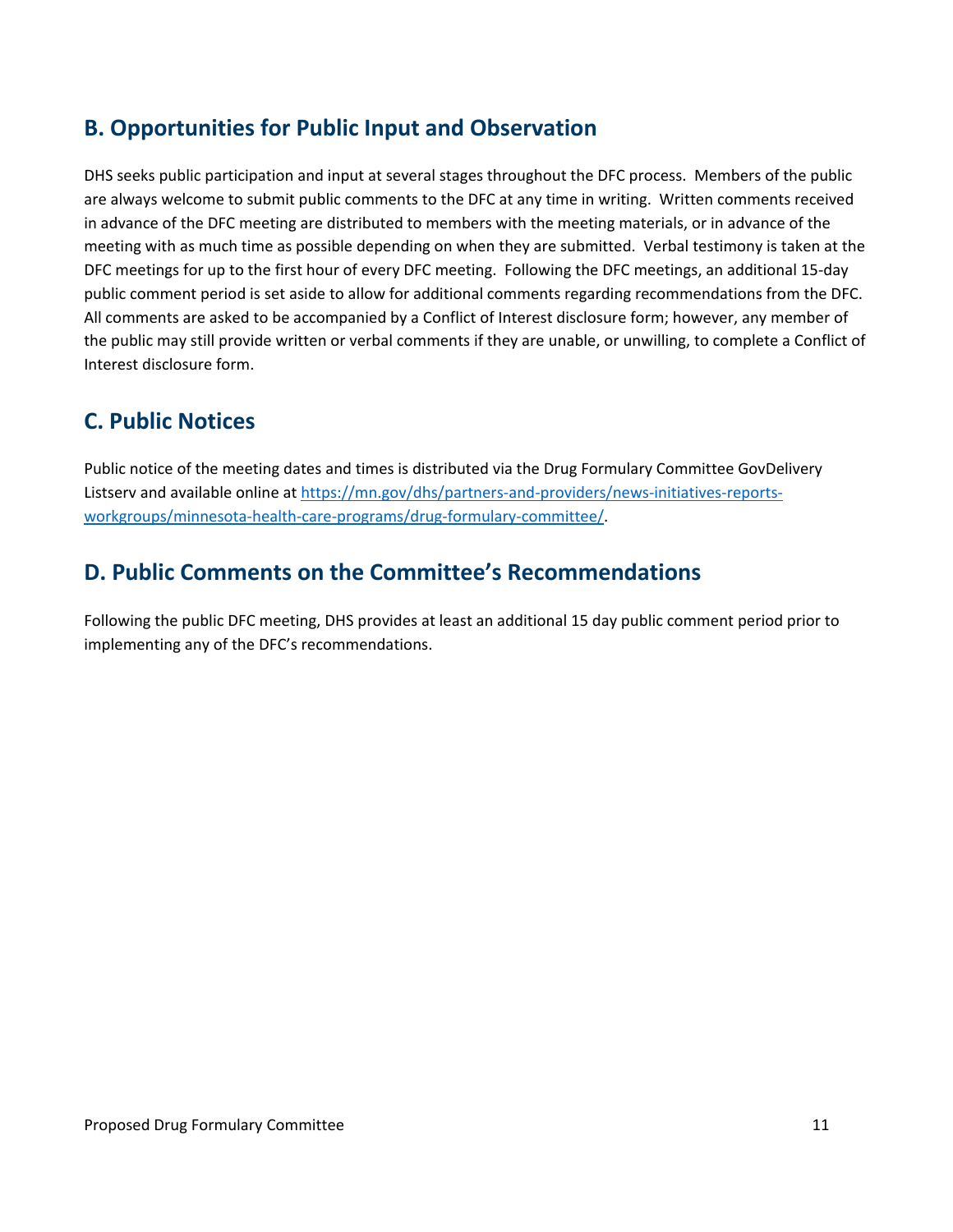## B. Opportunities for Public Input and Observation

DHS seeks public participation and input at several stages throughout the DFC process. Members of the public are always welcome to submit public comments to the DFC at any time in writing. Written comments received in advance of the DFC meeting are distributed to members with the meeting materials, or in advance of the meeting with as much time as possible depending on when they are submitted. Verbal testimony is taken at the DFC meetings for up to the first hour of every DFC meeting. Following the DFC meetings, an additional 15-day public comment period is set aside to allow for additional comments regarding recommendations from the DFC. All comments are asked to be accompanied by a Conflict of Interest disclosure form; however, any member of the public may still provide written or verbal comments if they are unable, or unwilling, to complete a Conflict of Interest disclosure form.

## C. Public Notices

Public notice of the meeting dates and times is distributed via the Drug Formulary Committee GovDelivery Listserv and available online at [https://mn.gov/dhs/partners-and-providers/news-initiatives-reports-workgroups/minnesota-health-care-programs/drug-formulary-committee/](https://mn.gov/dhs/partners-and-providers/news-initiatives-reports-workgroups/minnesota-health-care-programs/drug-formulary-committee/).

## D. Public Comments on the Committee's Recommendations

Following the public DFC meeting, DHS provides at least an additional 15 day public comment period prior to implementing any of the DFC's recommendations.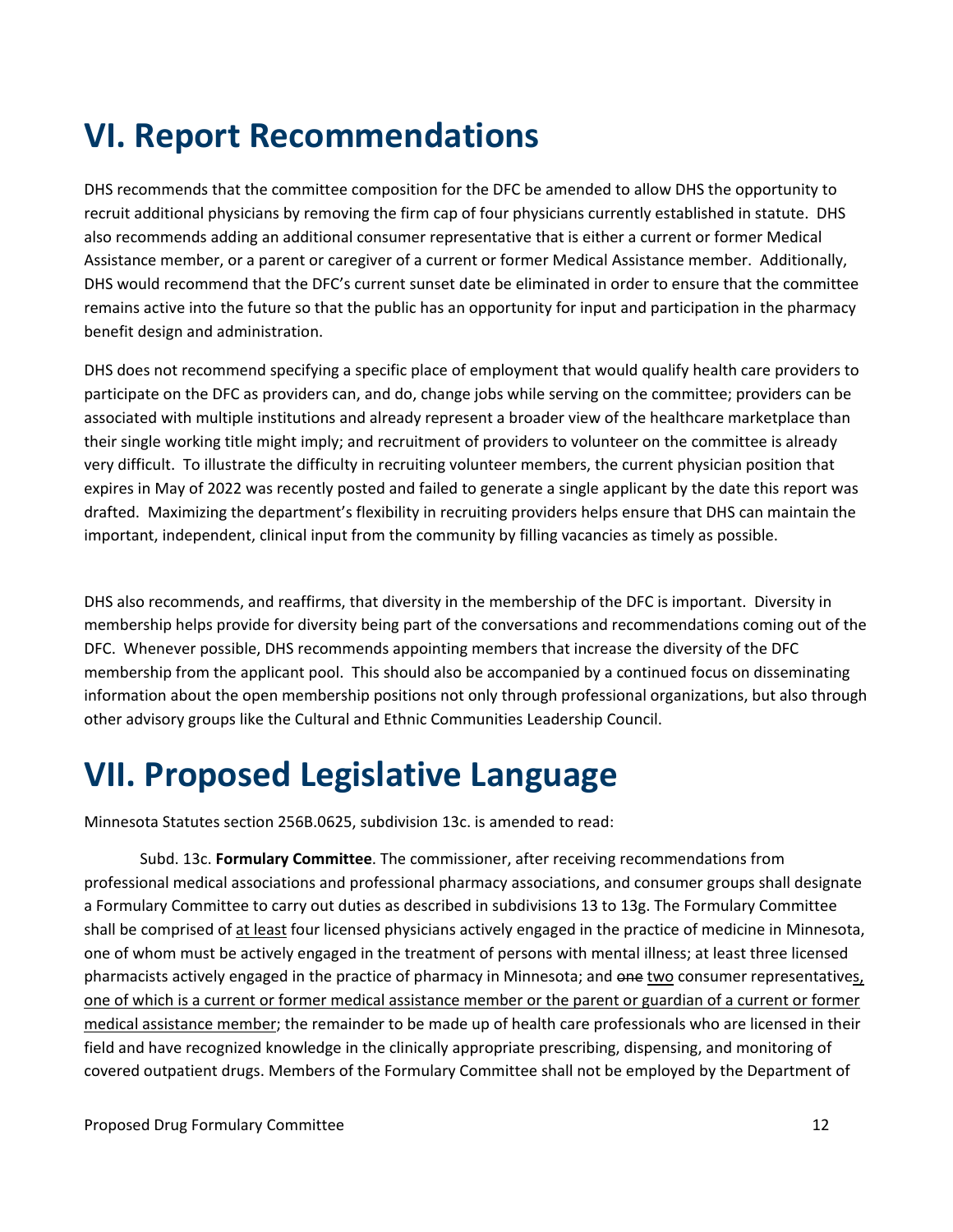# VI. Report Recommendations

DHS recommends that the committee composition for the DFC be amended to allow DHS the opportunity to recruit additional physicians by removing the firm cap of four physicians currently established in statute. DHS also recommends adding an additional consumer representative that is either a current or former Medical Assistance member, or a parent or caregiver of a current or former Medical Assistance member. Additionally, DHS would recommend that the DFC's current sunset date be eliminated in order to ensure that the committee remains active into the future so that the public has an opportunity for input and participation in the pharmacy benefit design and administration.

DHS does not recommend specifying a specific place of employment that would qualify health care providers to participate on the DFC as providers can, and do, change jobs while serving on the committee; providers can be associated with multiple institutions and already represent a broader view of the healthcare marketplace than their single working title might imply; and recruitment of providers to volunteer on the committee is already very difficult. To illustrate the difficulty in recruiting volunteer members, the current physician position that expires in May of 2022 was recently posted and failed to generate a single applicant by the date this report was drafted. Maximizing the department's flexibility in recruiting providers helps ensure that DHS can maintain the important, independent, clinical input from the community by filling vacancies as timely as possible.

DHS also recommends, and reaffirms, that diversity in the membership of the DFC is important. Diversity in membership helps provide for diversity being part of the conversations and recommendations coming out of the DFC. Whenever possible, DHS recommends appointing members that increase the diversity of the DFC membership from the applicant pool. This should also be accompanied by a continued focus on disseminating information about the open membership positions not only through professional organizations, but also through other advisory groups like the Cultural and Ethnic Communities Leadership Council.

# VII. Proposed Legislative Language

Minnesota Statutes section 256B.0625, subdivision 13c. is amended to read:

Subd. 13c. **Formulary Committee**. The commissioner, after receiving recommendations from professional medical associations and professional pharmacy associations, and consumer groups shall designate a Formulary Committee to carry out duties as described in subdivisions 13 to 13g. The Formulary Committee shall be comprised of <u>at least</u> four licensed physicians actively engaged in the practice of medicine in Minnesota, one of whom must be actively engaged in the treatment of persons with mental illness; at least three licensed pharmacists actively engaged in the practice of pharmacy in Minnesota; and ~~one~~ <u>two</u> consumer representatives<u>, one of which is a current or former medical assistance member or the parent or guardian of a current or former medical assistance member</u>; the remainder to be made up of health care professionals who are licensed in their field and have recognized knowledge in the clinically appropriate prescribing, dispensing, and monitoring of covered outpatient drugs. Members of the Formulary Committee shall not be employed by the Department of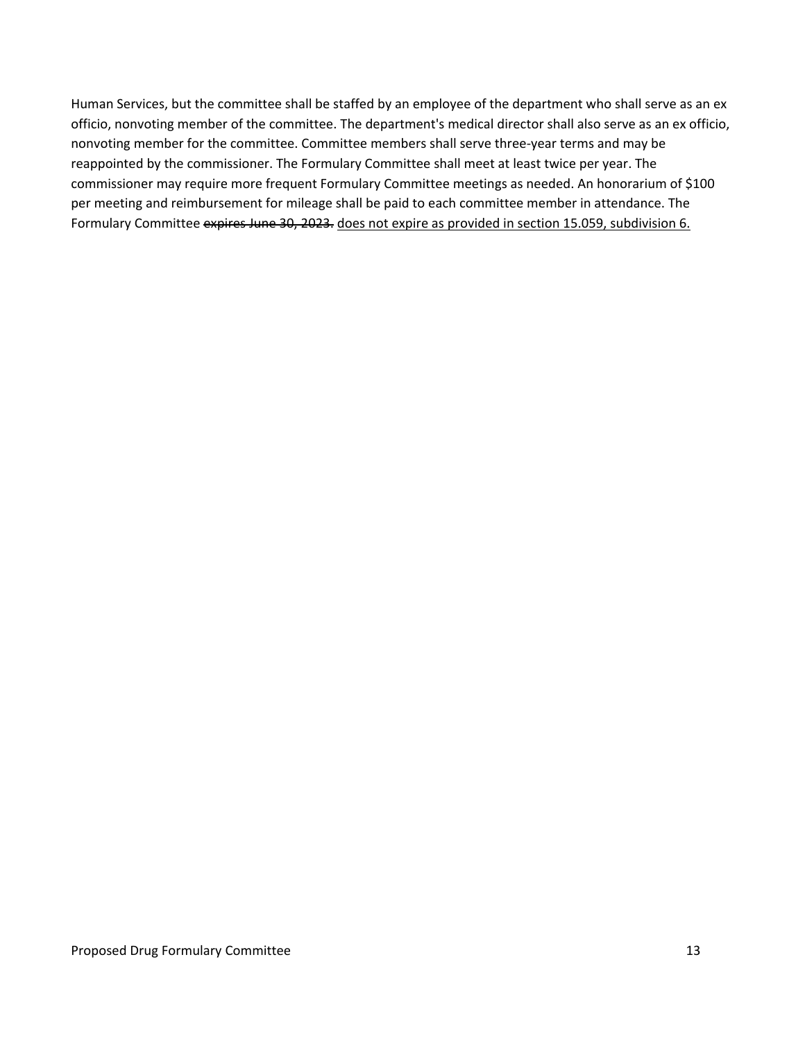Human Services, but the committee shall be staffed by an employee of the department who shall serve as an ex officio, nonvoting member of the committee. The department's medical director shall also serve as an ex officio, nonvoting member for the committee. Committee members shall serve three-year terms and may be reappointed by the commissioner. The Formulary Committee shall meet at least twice per year. The commissioner may require more frequent Formulary Committee meetings as needed. An honorarium of $100 per meeting and reimbursement for mileage shall be paid to each committee member in attendance. The Formulary Committee ~~expires June 30, 2023.~~ <u>does not expire as provided in section 15.059, subdivision 6.</u>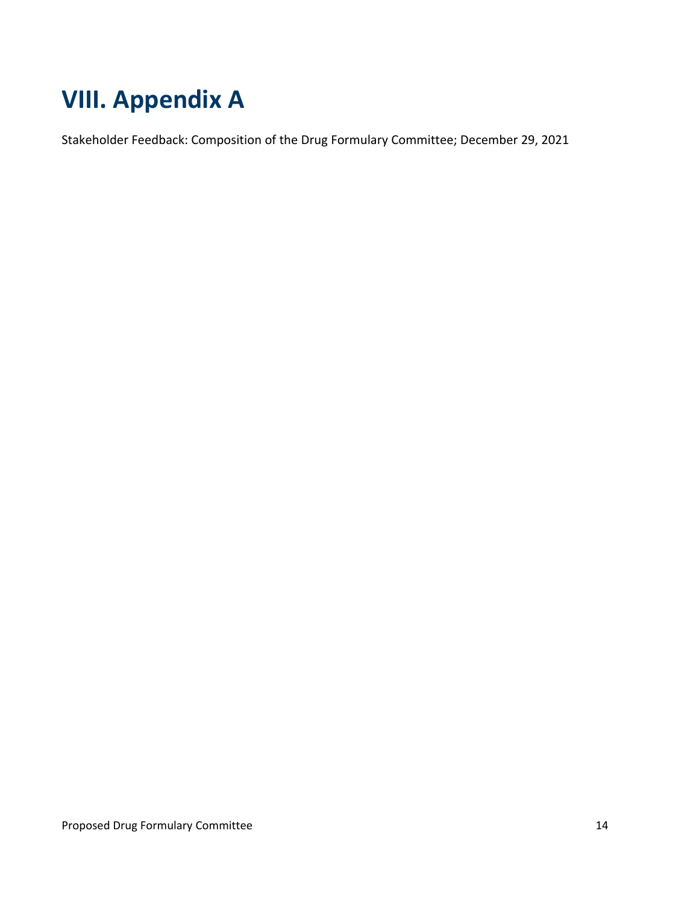# VIII. Appendix A

Stakeholder Feedback: Composition of the Drug Formulary Committee; December 29, 2021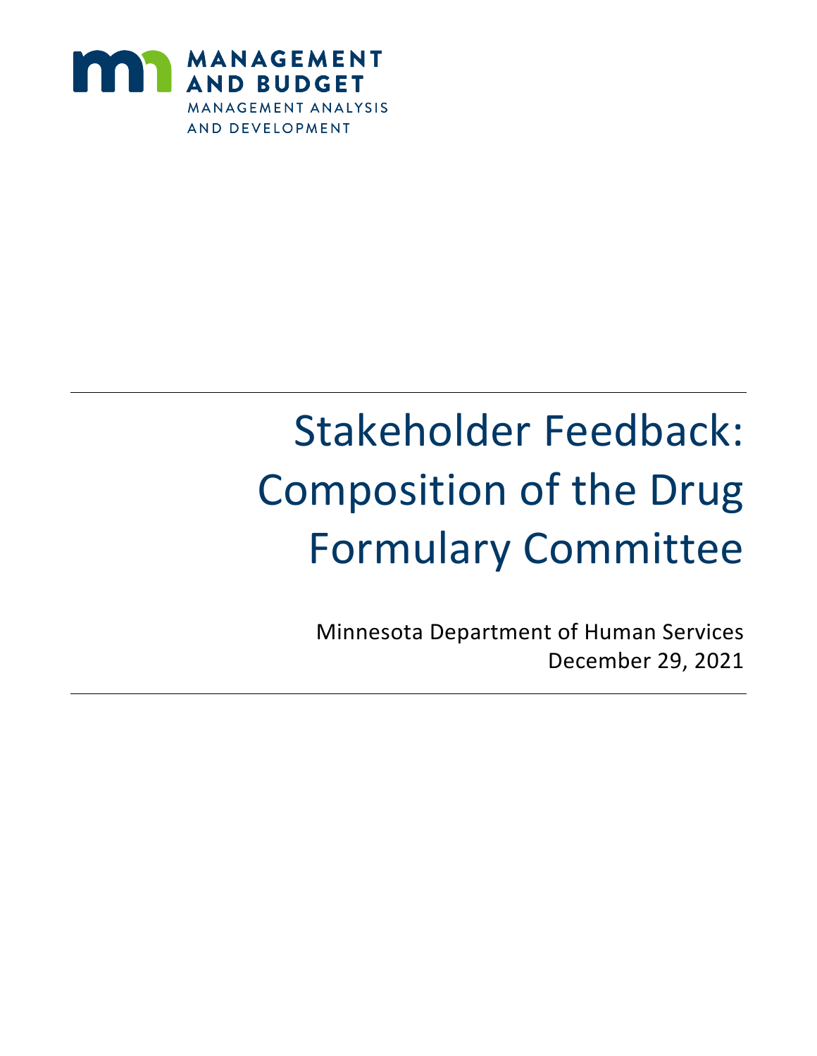MANAGEMENT AND BUDGET

MANAGEMENT ANALYSIS AND DEVELOPMENT

# Stakeholder Feedback: Composition of the Drug Formulary Committee

Minnesota Department of Human Services

December 29, 2021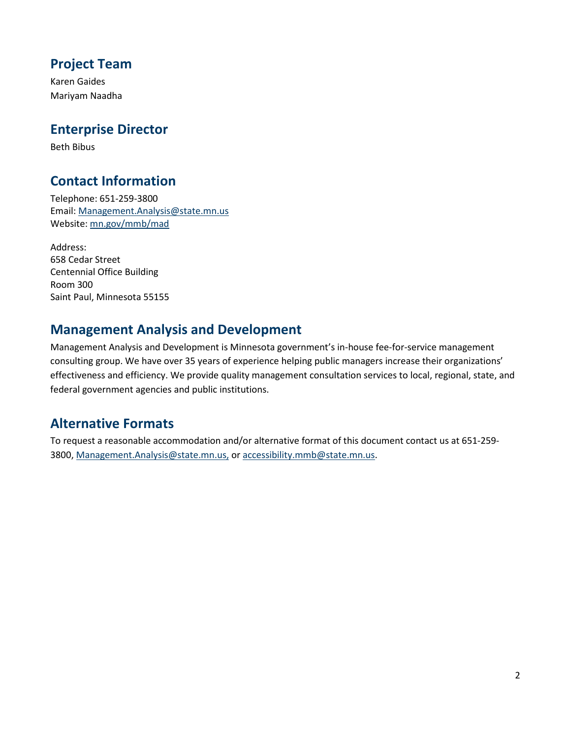## Project Team

Karen Gaides
Mariyam Naadha

## Enterprise Director

Beth Bibus

## Contact Information

Telephone: 651-259-3800
Email: Management.Analysis@state.mn.us
Website: mn.gov/mmb/mad

Address:
658 Cedar Street
Centennial Office Building
Room 300
Saint Paul, Minnesota 55155

## Management Analysis and Development

Management Analysis and Development is Minnesota government's in-house fee-for-service management consulting group. We have over 35 years of experience helping public managers increase their organizations' effectiveness and efficiency. We provide quality management consultation services to local, regional, state, and federal government agencies and public institutions.

## Alternative Formats

To request a reasonable accommodation and/or alternative format of this document contact us at 651-259-3800, Management.Analysis@state.mn.us, or accessibility.mmb@state.mn.us.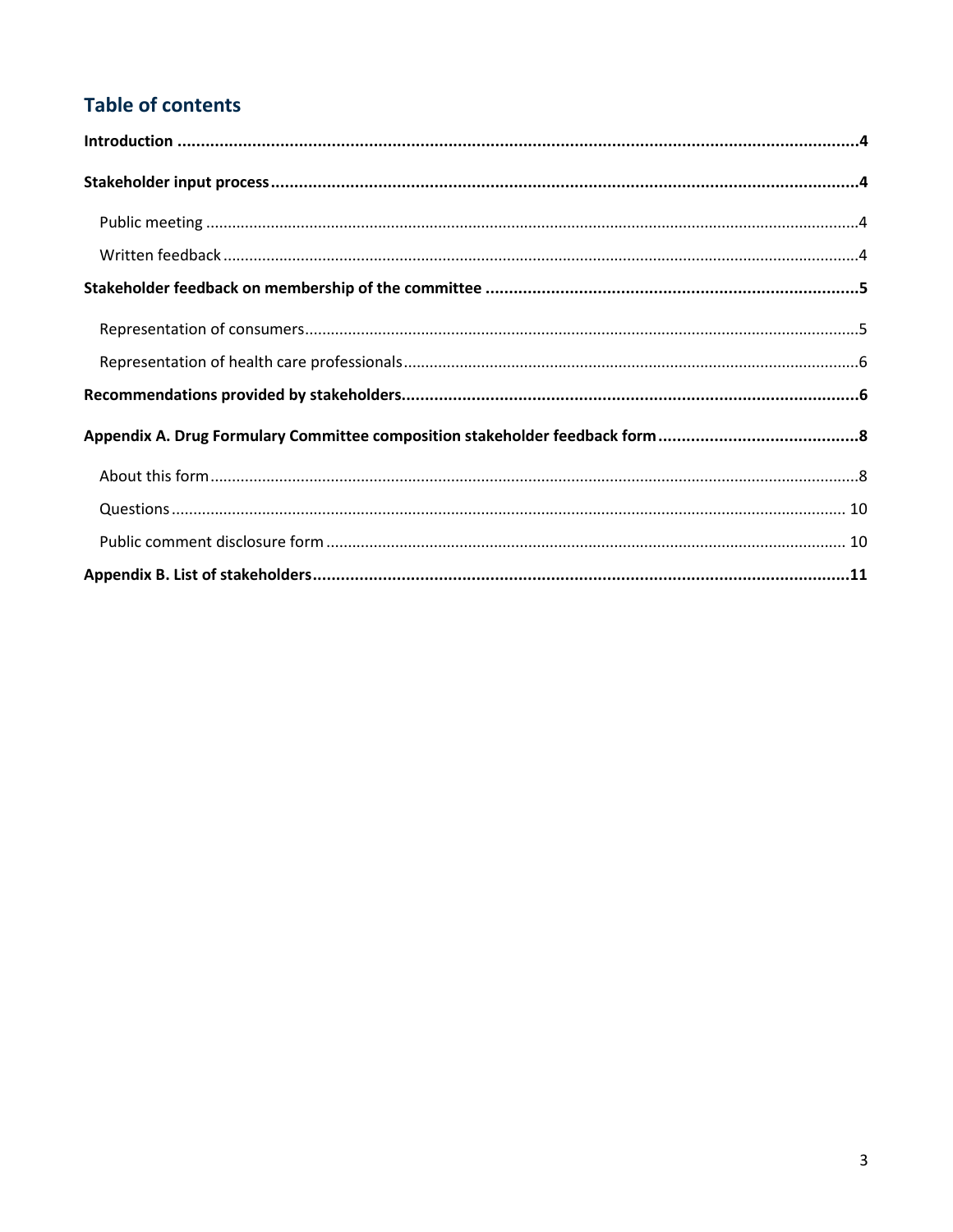## Table of contents

**Introduction ....................................................................................................................................4**

**Stakeholder input process .................................................................................................................4**

Public meeting ......................................................................................................................................4

Written feedback ...................................................................................................................................4

**Stakeholder feedback on membership of the committee ..................................................................5**

Representation of consumers................................................................................................................5

Representation of health care professionals.........................................................................................6

**Recommendations provided by stakeholders.......................................................................................6**

**Appendix A. Drug Formulary Committee composition stakeholder feedback form ...........................8**

About this form......................................................................................................................................8

Questions ............................................................................................................................................ 10

Public comment disclosure form ......................................................................................................... 10

**Appendix B. List of stakeholders.........................................................................................................11**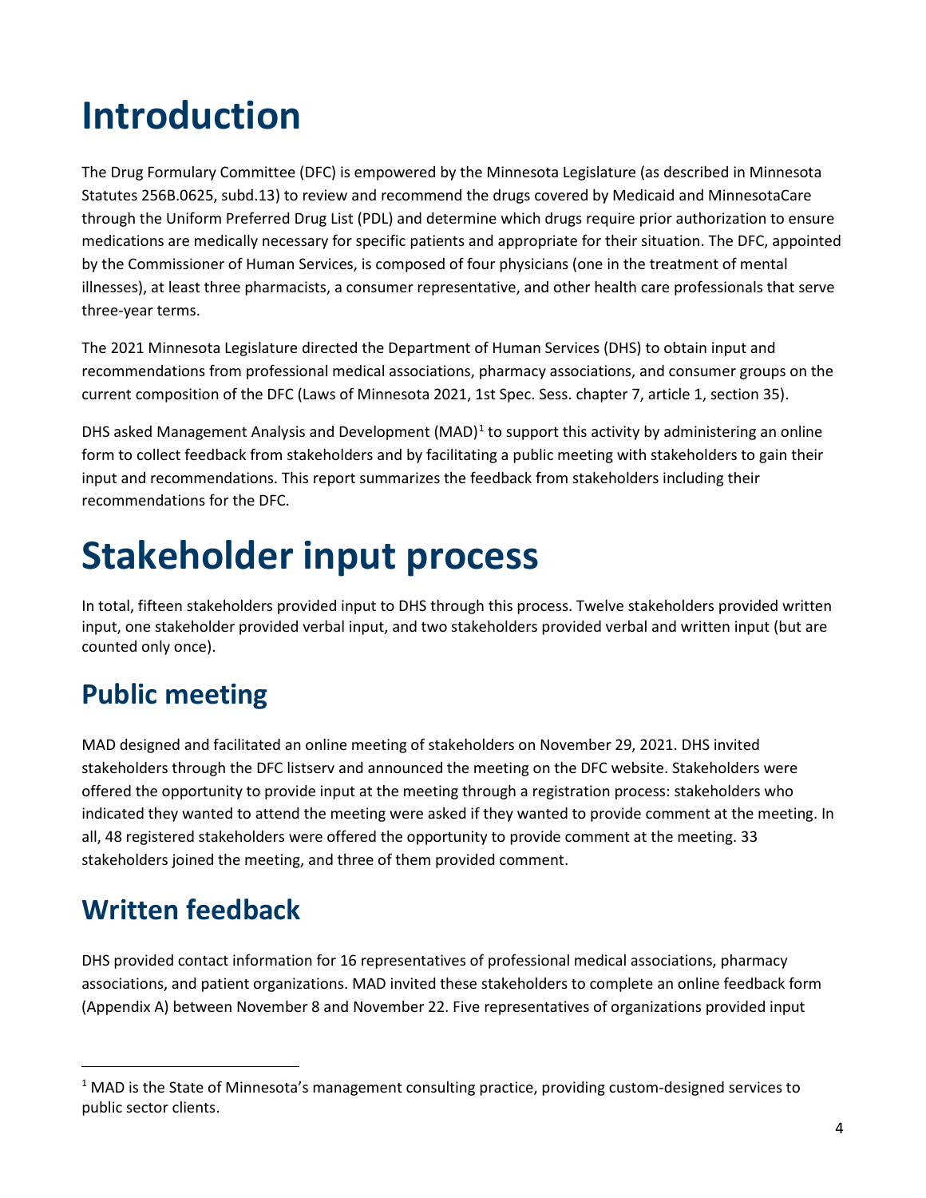# Introduction

The Drug Formulary Committee (DFC) is empowered by the Minnesota Legislature (as described in Minnesota Statutes 256B.0625, subd.13) to review and recommend the drugs covered by Medicaid and MinnesotaCare through the Uniform Preferred Drug List (PDL) and determine which drugs require prior authorization to ensure medications are medically necessary for specific patients and appropriate for their situation. The DFC, appointed by the Commissioner of Human Services, is composed of four physicians (one in the treatment of mental illnesses), at least three pharmacists, a consumer representative, and other health care professionals that serve three-year terms.

The 2021 Minnesota Legislature directed the Department of Human Services (DHS) to obtain input and recommendations from professional medical associations, pharmacy associations, and consumer groups on the current composition of the DFC (Laws of Minnesota 2021, 1st Spec. Sess. chapter 7, article 1, section 35).

DHS asked Management Analysis and Development (MAD)[1] to support this activity by administering an online form to collect feedback from stakeholders and by facilitating a public meeting with stakeholders to gain their input and recommendations. This report summarizes the feedback from stakeholders including their recommendations for the DFC.

# Stakeholder input process

In total, fifteen stakeholders provided input to DHS through this process. Twelve stakeholders provided written input, one stakeholder provided verbal input, and two stakeholders provided verbal and written input (but are counted only once).

## Public meeting

MAD designed and facilitated an online meeting of stakeholders on November 29, 2021. DHS invited stakeholders through the DFC listserv and announced the meeting on the DFC website. Stakeholders were offered the opportunity to provide input at the meeting through a registration process: stakeholders who indicated they wanted to attend the meeting were asked if they wanted to provide comment at the meeting. In all, 48 registered stakeholders were offered the opportunity to provide comment at the meeting. 33 stakeholders joined the meeting, and three of them provided comment.

## Written feedback

DHS provided contact information for 16 representatives of professional medical associations, pharmacy associations, and patient organizations. MAD invited these stakeholders to complete an online feedback form (Appendix A) between November 8 and November 22. Five representatives of organizations provided input

[1] MAD is the State of Minnesota's management consulting practice, providing custom-designed services to public sector clients.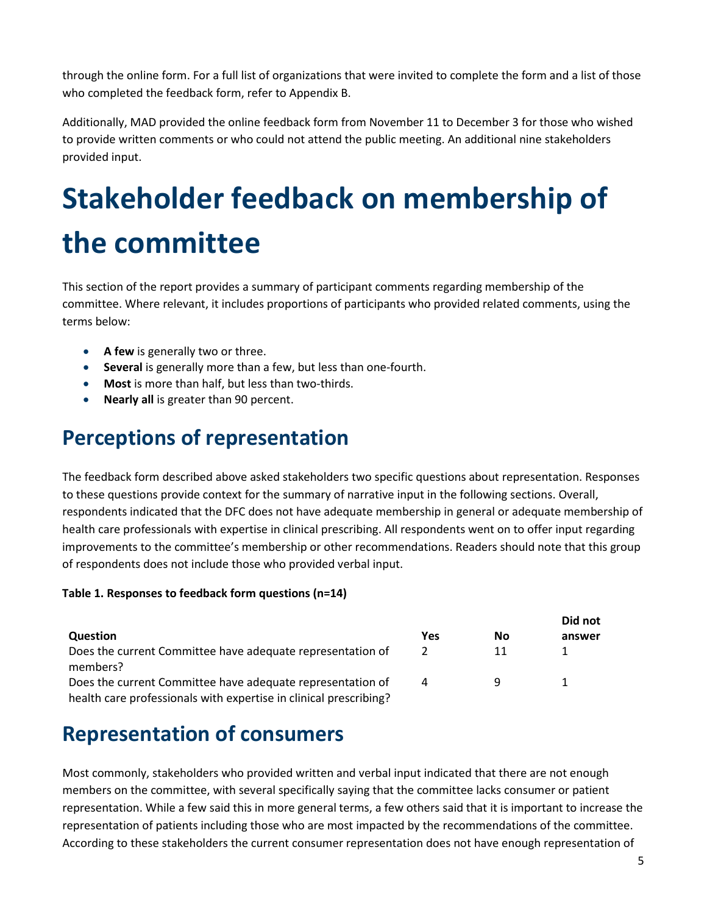through the online form. For a full list of organizations that were invited to complete the form and a list of those who completed the feedback form, refer to Appendix B.

Additionally, MAD provided the online feedback form from November 11 to December 3 for those who wished to provide written comments or who could not attend the public meeting. An additional nine stakeholders provided input.

# Stakeholder feedback on membership of the committee

This section of the report provides a summary of participant comments regarding membership of the committee. Where relevant, it includes proportions of participants who provided related comments, using the terms below:

- **A few** is generally two or three.
- **Several** is generally more than a few, but less than one-fourth.
- **Most** is more than half, but less than two-thirds.
- **Nearly all** is greater than 90 percent.

## Perceptions of representation

The feedback form described above asked stakeholders two specific questions about representation. Responses to these questions provide context for the summary of narrative input in the following sections. Overall, respondents indicated that the DFC does not have adequate membership in general or adequate membership of health care professionals with expertise in clinical prescribing. All respondents went on to offer input regarding improvements to the committee's membership or other recommendations. Readers should note that this group of respondents does not include those who provided verbal input.

**Table 1. Responses to feedback form questions (n=14)**

| Question | Yes | No | Did not answer |
|---|---|---|---|
| Does the current Committee have adequate representation of members? | 2 | 11 | 1 |
| Does the current Committee have adequate representation of health care professionals with expertise in clinical prescribing? | 4 | 9 | 1 |

## Representation of consumers

Most commonly, stakeholders who provided written and verbal input indicated that there are not enough members on the committee, with several specifically saying that the committee lacks consumer or patient representation. While a few said this in more general terms, a few others said that it is important to increase the representation of patients including those who are most impacted by the recommendations of the committee. According to these stakeholders the current consumer representation does not have enough representation of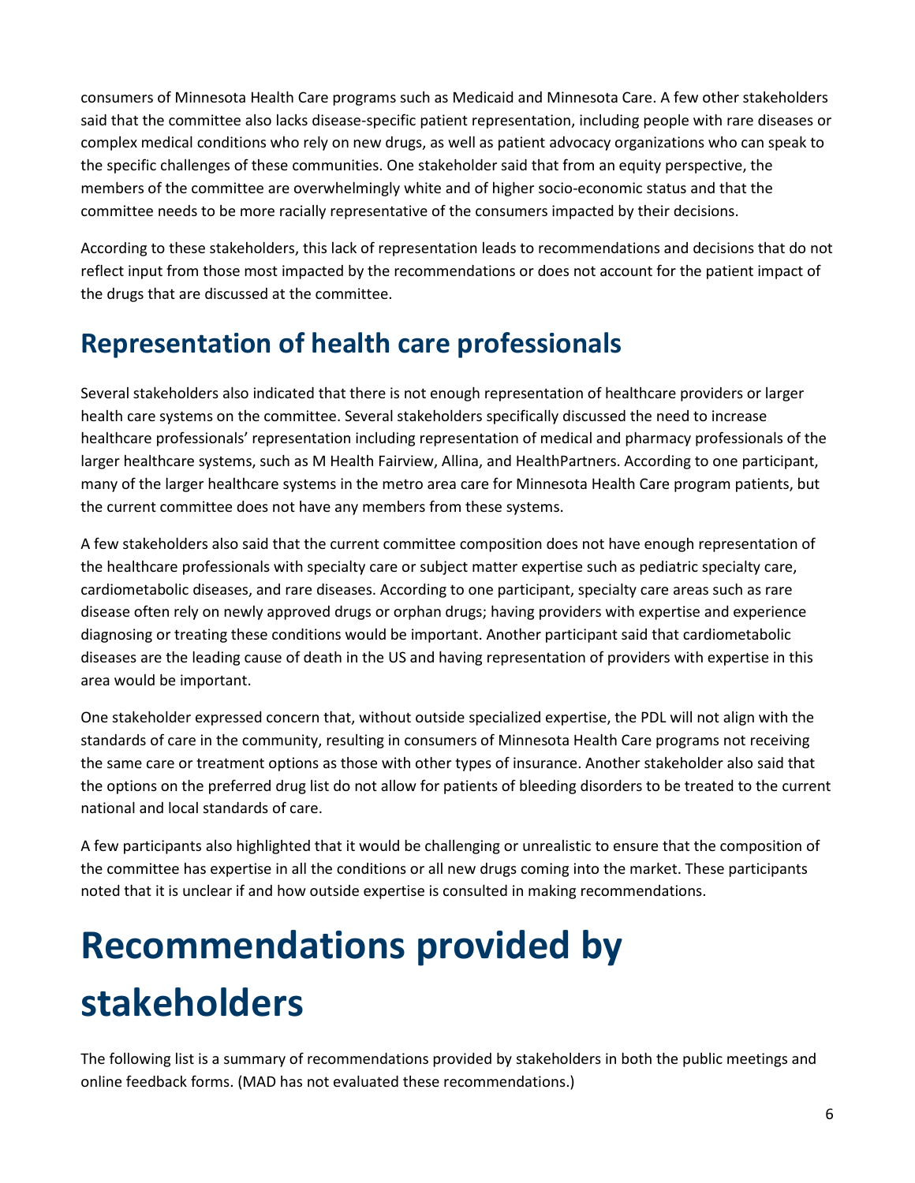consumers of Minnesota Health Care programs such as Medicaid and Minnesota Care. A few other stakeholders said that the committee also lacks disease-specific patient representation, including people with rare diseases or complex medical conditions who rely on new drugs, as well as patient advocacy organizations who can speak to the specific challenges of these communities. One stakeholder said that from an equity perspective, the members of the committee are overwhelmingly white and of higher socio-economic status and that the committee needs to be more racially representative of the consumers impacted by their decisions.

According to these stakeholders, this lack of representation leads to recommendations and decisions that do not reflect input from those most impacted by the recommendations or does not account for the patient impact of the drugs that are discussed at the committee.

## Representation of health care professionals

Several stakeholders also indicated that there is not enough representation of healthcare providers or larger health care systems on the committee. Several stakeholders specifically discussed the need to increase healthcare professionals' representation including representation of medical and pharmacy professionals of the larger healthcare systems, such as M Health Fairview, Allina, and HealthPartners. According to one participant, many of the larger healthcare systems in the metro area care for Minnesota Health Care program patients, but the current committee does not have any members from these systems.

A few stakeholders also said that the current committee composition does not have enough representation of the healthcare professionals with specialty care or subject matter expertise such as pediatric specialty care, cardiometabolic diseases, and rare diseases. According to one participant, specialty care areas such as rare disease often rely on newly approved drugs or orphan drugs; having providers with expertise and experience diagnosing or treating these conditions would be important. Another participant said that cardiometabolic diseases are the leading cause of death in the US and having representation of providers with expertise in this area would be important.

One stakeholder expressed concern that, without outside specialized expertise, the PDL will not align with the standards of care in the community, resulting in consumers of Minnesota Health Care programs not receiving the same care or treatment options as those with other types of insurance. Another stakeholder also said that the options on the preferred drug list do not allow for patients of bleeding disorders to be treated to the current national and local standards of care.

A few participants also highlighted that it would be challenging or unrealistic to ensure that the composition of the committee has expertise in all the conditions or all new drugs coming into the market. These participants noted that it is unclear if and how outside expertise is consulted in making recommendations.

# Recommendations provided by stakeholders

The following list is a summary of recommendations provided by stakeholders in both the public meetings and online feedback forms. (MAD has not evaluated these recommendations.)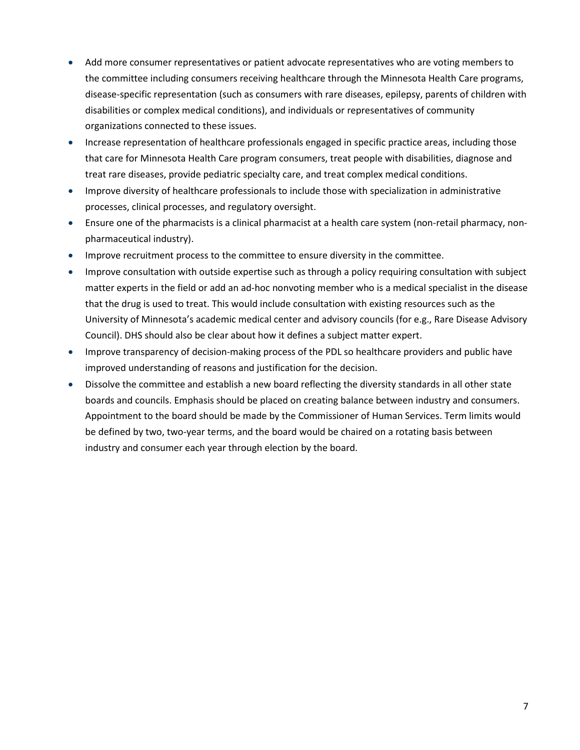- Add more consumer representatives or patient advocate representatives who are voting members to the committee including consumers receiving healthcare through the Minnesota Health Care programs, disease-specific representation (such as consumers with rare diseases, epilepsy, parents of children with disabilities or complex medical conditions), and individuals or representatives of community organizations connected to these issues.
- Increase representation of healthcare professionals engaged in specific practice areas, including those that care for Minnesota Health Care program consumers, treat people with disabilities, diagnose and treat rare diseases, provide pediatric specialty care, and treat complex medical conditions.
- Improve diversity of healthcare professionals to include those with specialization in administrative processes, clinical processes, and regulatory oversight.
- Ensure one of the pharmacists is a clinical pharmacist at a health care system (non-retail pharmacy, non-pharmaceutical industry).
- Improve recruitment process to the committee to ensure diversity in the committee.
- Improve consultation with outside expertise such as through a policy requiring consultation with subject matter experts in the field or add an ad-hoc nonvoting member who is a medical specialist in the disease that the drug is used to treat. This would include consultation with existing resources such as the University of Minnesota's academic medical center and advisory councils (for e.g., Rare Disease Advisory Council). DHS should also be clear about how it defines a subject matter expert.
- Improve transparency of decision-making process of the PDL so healthcare providers and public have improved understanding of reasons and justification for the decision.
- Dissolve the committee and establish a new board reflecting the diversity standards in all other state boards and councils. Emphasis should be placed on creating balance between industry and consumers. Appointment to the board should be made by the Commissioner of Human Services. Term limits would be defined by two, two-year terms, and the board would be chaired on a rotating basis between industry and consumer each year through election by the board.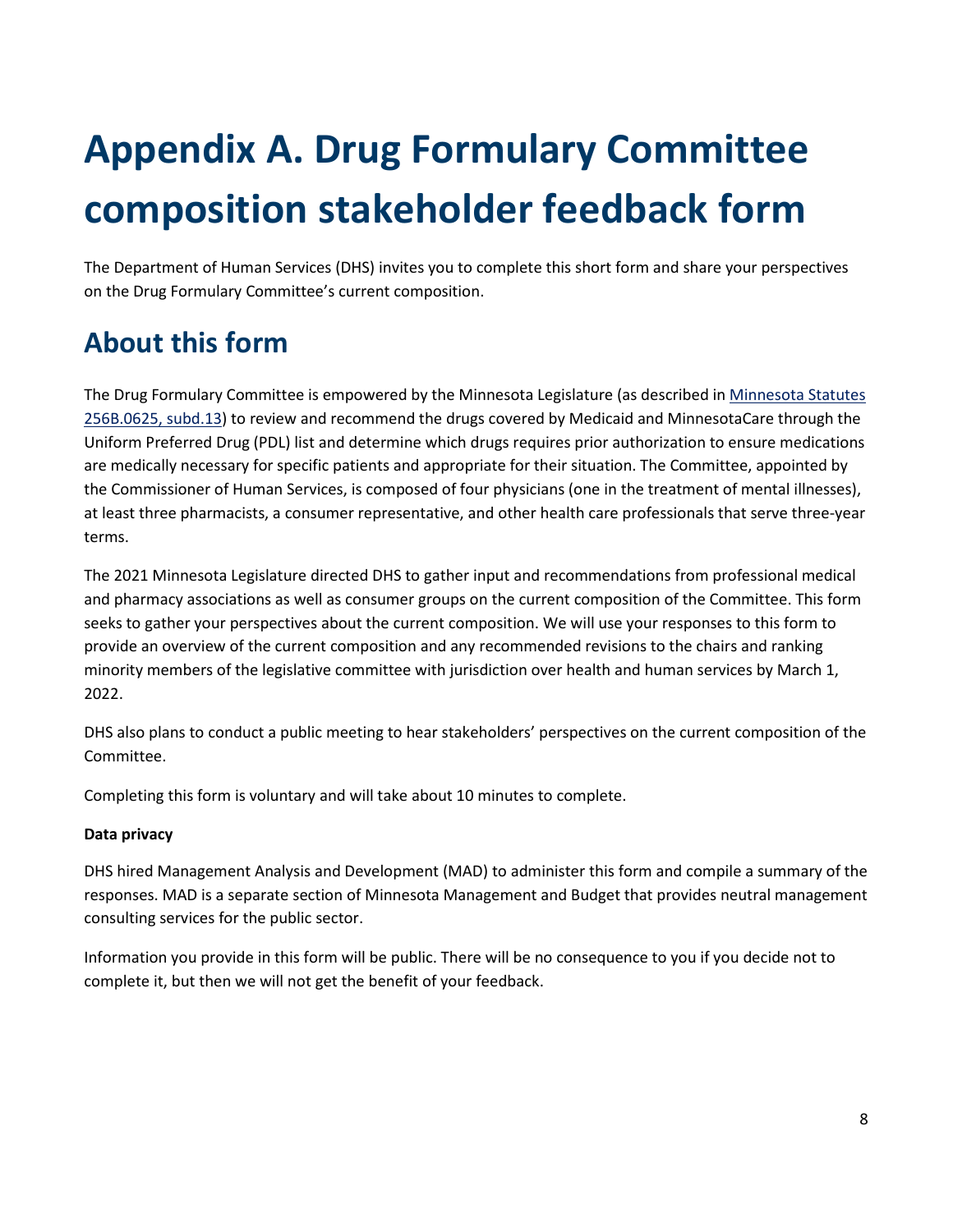# Appendix A. Drug Formulary Committee composition stakeholder feedback form

The Department of Human Services (DHS) invites you to complete this short form and share your perspectives on the Drug Formulary Committee's current composition.

## About this form

The Drug Formulary Committee is empowered by the Minnesota Legislature (as described in [Minnesota Statutes 256B.0625, subd.13](#)) to review and recommend the drugs covered by Medicaid and MinnesotaCare through the Uniform Preferred Drug (PDL) list and determine which drugs requires prior authorization to ensure medications are medically necessary for specific patients and appropriate for their situation. The Committee, appointed by the Commissioner of Human Services, is composed of four physicians (one in the treatment of mental illnesses), at least three pharmacists, a consumer representative, and other health care professionals that serve three-year terms.

The 2021 Minnesota Legislature directed DHS to gather input and recommendations from professional medical and pharmacy associations as well as consumer groups on the current composition of the Committee. This form seeks to gather your perspectives about the current composition. We will use your responses to this form to provide an overview of the current composition and any recommended revisions to the chairs and ranking minority members of the legislative committee with jurisdiction over health and human services by March 1, 2022.

DHS also plans to conduct a public meeting to hear stakeholders' perspectives on the current composition of the Committee.

Completing this form is voluntary and will take about 10 minutes to complete.

**Data privacy**

DHS hired Management Analysis and Development (MAD) to administer this form and compile a summary of the responses. MAD is a separate section of Minnesota Management and Budget that provides neutral management consulting services for the public sector.

Information you provide in this form will be public. There will be no consequence to you if you decide not to complete it, but then we will not get the benefit of your feedback.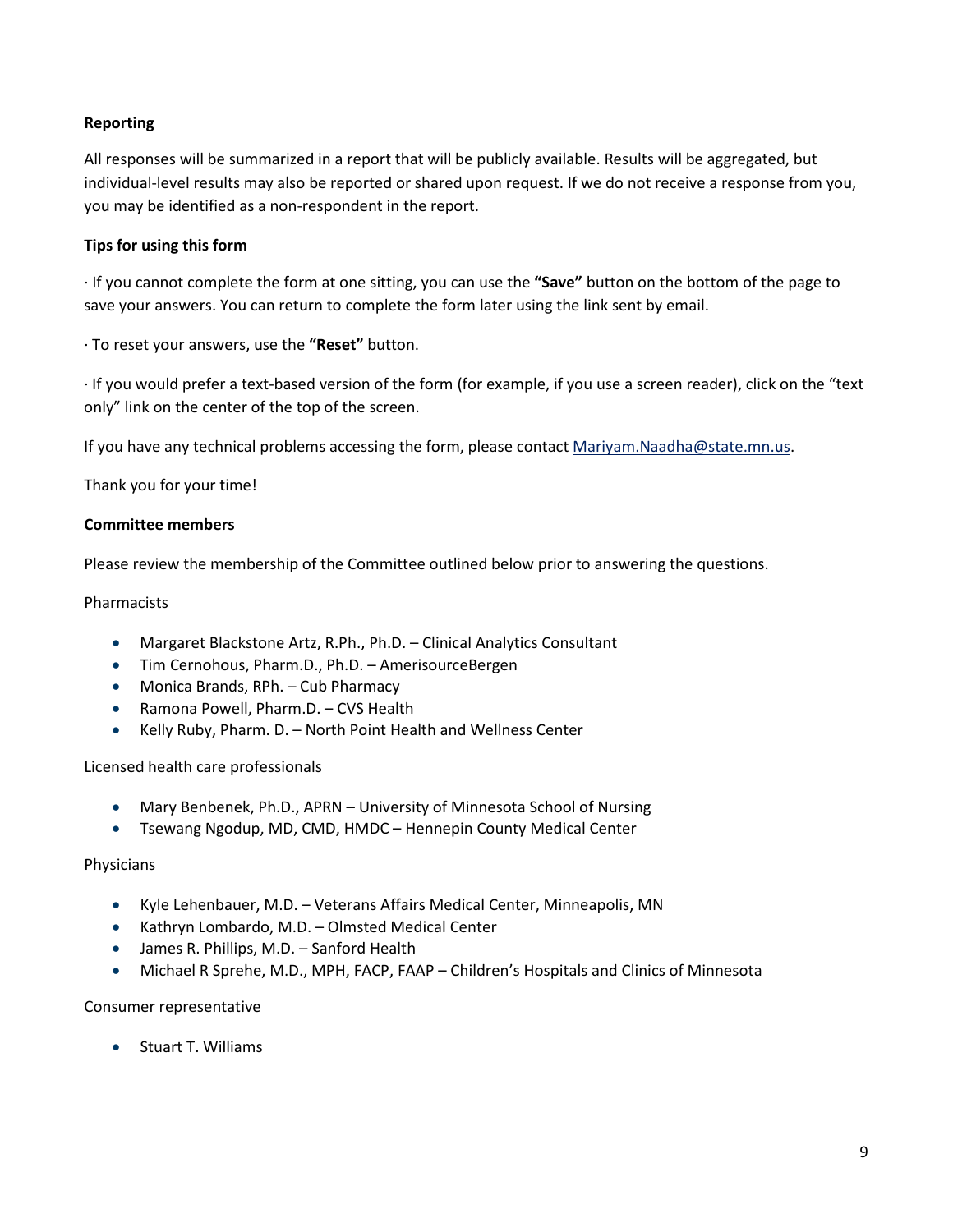**Reporting**

All responses will be summarized in a report that will be publicly available. Results will be aggregated, but individual-level results may also be reported or shared upon request. If we do not receive a response from you, you may be identified as a non-respondent in the report.

**Tips for using this form**

· If you cannot complete the form at one sitting, you can use the **"Save"** button on the bottom of the page to save your answers. You can return to complete the form later using the link sent by email.

· To reset your answers, use the **"Reset"** button.

· If you would prefer a text-based version of the form (for example, if you use a screen reader), click on the "text only" link on the center of the top of the screen.

If you have any technical problems accessing the form, please contact Mariyam.Naadha@state.mn.us.

Thank you for your time!

**Committee members**

Please review the membership of the Committee outlined below prior to answering the questions.

Pharmacists

- Margaret Blackstone Artz, R.Ph., Ph.D. – Clinical Analytics Consultant
- Tim Cernohous, Pharm.D., Ph.D. – AmerisourceBergen
- Monica Brands, RPh. – Cub Pharmacy
- Ramona Powell, Pharm.D. – CVS Health
- Kelly Ruby, Pharm. D. – North Point Health and Wellness Center

Licensed health care professionals

- Mary Benbenek, Ph.D., APRN – University of Minnesota School of Nursing
- Tsewang Ngodup, MD, CMD, HMDC – Hennepin County Medical Center

Physicians

- Kyle Lehenbauer, M.D. – Veterans Affairs Medical Center, Minneapolis, MN
- Kathryn Lombardo, M.D. – Olmsted Medical Center
- James R. Phillips, M.D. – Sanford Health
- Michael R Sprehe, M.D., MPH, FACP, FAAP – Children's Hospitals and Clinics of Minnesota

Consumer representative

- Stuart T. Williams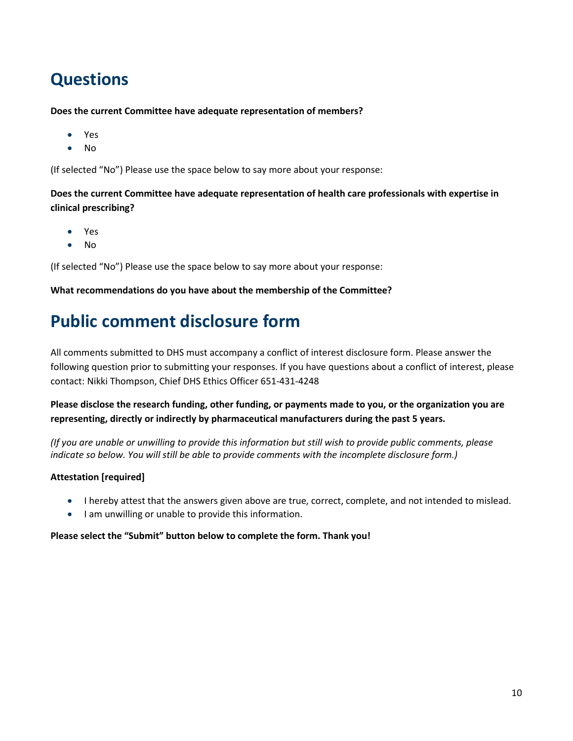# Questions

**Does the current Committee have adequate representation of members?**

- Yes
- No

(If selected "No") Please use the space below to say more about your response:

**Does the current Committee have adequate representation of health care professionals with expertise in clinical prescribing?**

- Yes
- No

(If selected "No") Please use the space below to say more about your response:

**What recommendations do you have about the membership of the Committee?**

# Public comment disclosure form

All comments submitted to DHS must accompany a conflict of interest disclosure form. Please answer the following question prior to submitting your responses. If you have questions about a conflict of interest, please contact: Nikki Thompson, Chief DHS Ethics Officer 651-431-4248

**Please disclose the research funding, other funding, or payments made to you, or the organization you are representing, directly or indirectly by pharmaceutical manufacturers during the past 5 years.**

*(If you are unable or unwilling to provide this information but still wish to provide public comments, please indicate so below. You will still be able to provide comments with the incomplete disclosure form.)*

**Attestation [required]**

- I hereby attest that the answers given above are true, correct, complete, and not intended to mislead.
- I am unwilling or unable to provide this information.

**Please select the "Submit" button below to complete the form. Thank you!**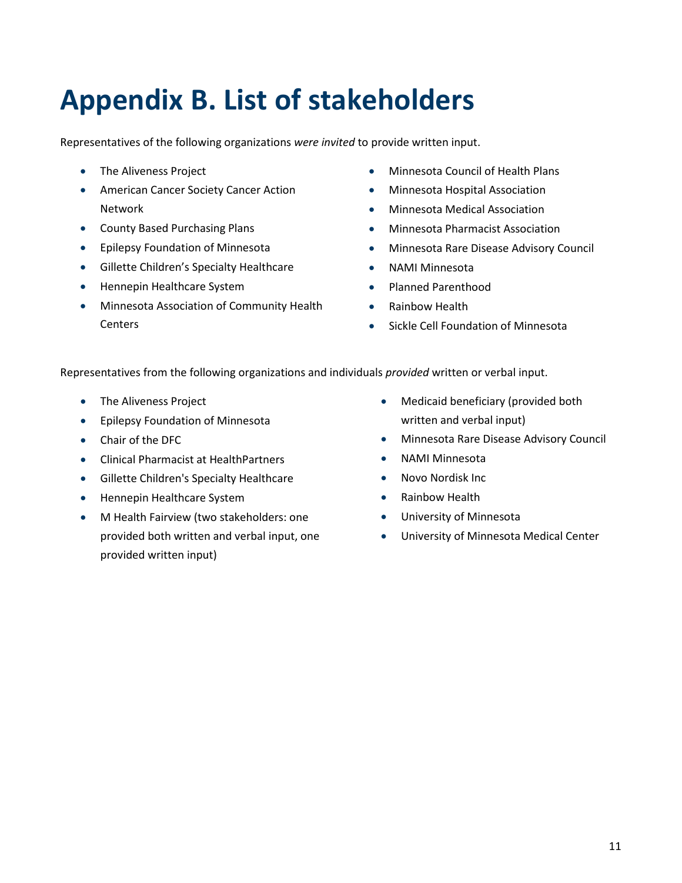# Appendix B. List of stakeholders

Representatives of the following organizations *were invited* to provide written input.

- The Aliveness Project
- American Cancer Society Cancer Action Network
- County Based Purchasing Plans
- Epilepsy Foundation of Minnesota
- Gillette Children's Specialty Healthcare
- Hennepin Healthcare System
- Minnesota Association of Community Health Centers
- Minnesota Council of Health Plans
- Minnesota Hospital Association
- Minnesota Medical Association
- Minnesota Pharmacist Association
- Minnesota Rare Disease Advisory Council
- NAMI Minnesota
- Planned Parenthood
- Rainbow Health
- Sickle Cell Foundation of Minnesota

Representatives from the following organizations and individuals *provided* written or verbal input.

- The Aliveness Project
- Epilepsy Foundation of Minnesota
- Chair of the DFC
- Clinical Pharmacist at HealthPartners
- Gillette Children's Specialty Healthcare
- Hennepin Healthcare System
- M Health Fairview (two stakeholders: one provided both written and verbal input, one provided written input)
- Medicaid beneficiary (provided both written and verbal input)
- Minnesota Rare Disease Advisory Council
- NAMI Minnesota
- Novo Nordisk Inc
- Rainbow Health
- University of Minnesota
- University of Minnesota Medical Center